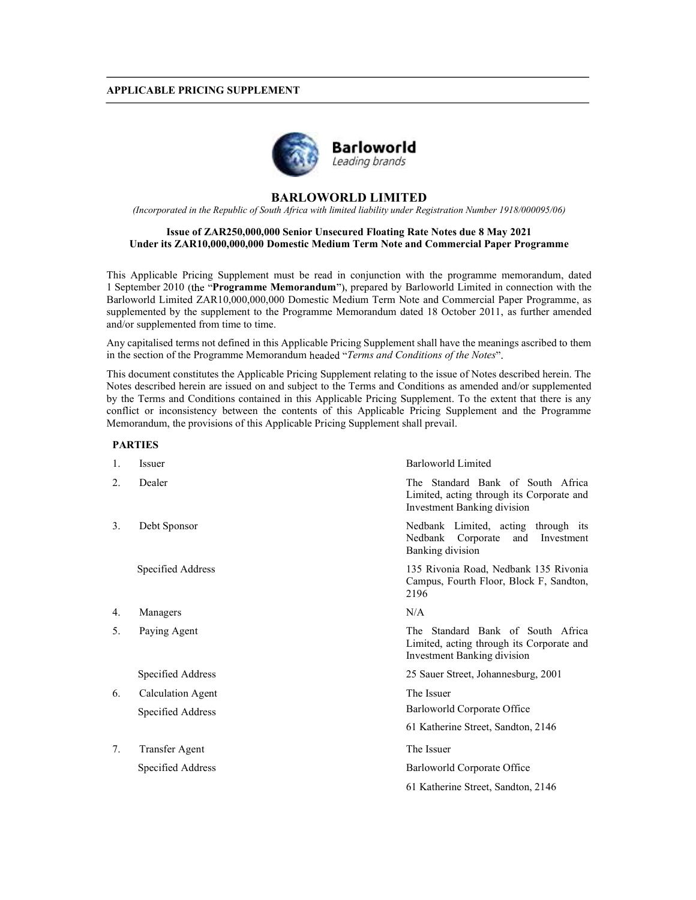**APPLICABLE PRICING SUPPLEMENT**

# BARLOWORLD LIMITED

*(Incorporated in the Republic of South Africa with limited liability under Registration Number 1918/000095/06)*

**Issue of ZAR250,000,000 Senior Unsecured Floating Rate Notes due 8 May 2021**
**Under its ZAR10,000,000,000 Domestic Medium Term Note and Commercial Paper Programme**

This Applicable Pricing Supplement must be read in conjunction with the programme memorandum, dated 1 September 2010 (the "**Programme Memorandum**"), prepared by Barloworld Limited in connection with the Barloworld Limited ZAR10,000,000,000 Domestic Medium Term Note and Commercial Paper Programme, as supplemented by the supplement to the Programme Memorandum dated 18 October 2011, as further amended and/or supplemented from time to time.

Any capitalised terms not defined in this Applicable Pricing Supplement shall have the meanings ascribed to them in the section of the Programme Memorandum headed "*Terms and Conditions of the Notes*".

This document constitutes the Applicable Pricing Supplement relating to the issue of Notes described herein. The Notes described herein are issued on and subject to the Terms and Conditions as amended and/or supplemented by the Terms and Conditions contained in this Applicable Pricing Supplement. To the extent that there is any conflict or inconsistency between the contents of this Applicable Pricing Supplement and the Programme Memorandum, the provisions of this Applicable Pricing Supplement shall prevail.

**PARTIES**

| | | |
|---|---|---|
| 1. | Issuer | Barloworld Limited |
| 2. | Dealer | The Standard Bank of South Africa Limited, acting through its Corporate and Investment Banking division |
| 3. | Debt Sponsor | Nedbank Limited, acting through its Nedbank Corporate and Investment Banking division |
| | Specified Address | 135 Rivonia Road, Nedbank 135 Rivonia Campus, Fourth Floor, Block F, Sandton, 2196 |
| 4. | Managers | N/A |
| 5. | Paying Agent | The Standard Bank of South Africa Limited, acting through its Corporate and Investment Banking division |
| | Specified Address | 25 Sauer Street, Johannesburg, 2001 |
| 6. | Calculation Agent | The Issuer |
| | Specified Address | Barloworld Corporate Office<br>61 Katherine Street, Sandton, 2146 |
| 7. | Transfer Agent | The Issuer |
| | Specified Address | Barloworld Corporate Office<br>61 Katherine Street, Sandton, 2146 |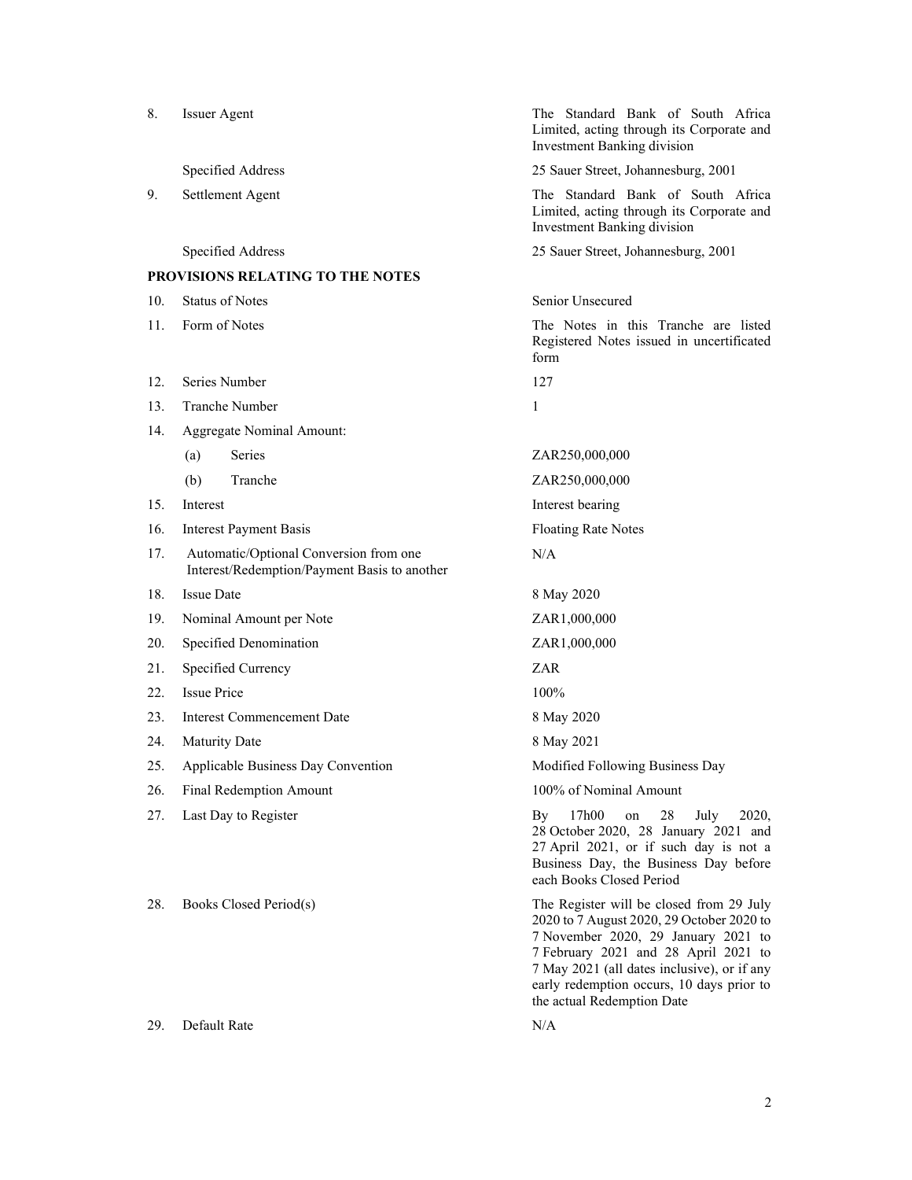| | | |
|---|---|---|
| 8. | Issuer Agent | The Standard Bank of South Africa Limited, acting through its Corporate and Investment Banking division |
| | Specified Address | 25 Sauer Street, Johannesburg, 2001 |
| 9. | Settlement Agent | The Standard Bank of South Africa Limited, acting through its Corporate and Investment Banking division |
| | Specified Address | 25 Sauer Street, Johannesburg, 2001 |

**PROVISIONS RELATING TO THE NOTES**

| | | |
|---|---|---|
| 10. | Status of Notes | Senior Unsecured |
| 11. | Form of Notes | The Notes in this Tranche are listed Registered Notes issued in uncertificated form |
| 12. | Series Number | 127 |
| 13. | Tranche Number | 1 |
| 14. | Aggregate Nominal Amount: | |
| | (a) Series | ZAR250,000,000 |
| | (b) Tranche | ZAR250,000,000 |
| 15. | Interest | Interest bearing |
| 16. | Interest Payment Basis | Floating Rate Notes |
| 17. | Automatic/Optional Conversion from one Interest/Redemption/Payment Basis to another | N/A |
| 18. | Issue Date | 8 May 2020 |
| 19. | Nominal Amount per Note | ZAR1,000,000 |
| 20. | Specified Denomination | ZAR1,000,000 |
| 21. | Specified Currency | ZAR |
| 22. | Issue Price | 100% |
| 23. | Interest Commencement Date | 8 May 2020 |
| 24. | Maturity Date | 8 May 2021 |
| 25. | Applicable Business Day Convention | Modified Following Business Day |
| 26. | Final Redemption Amount | 100% of Nominal Amount |
| 27. | Last Day to Register | By 17h00 on 28 July 2020, 28 October 2020, 28 January 2021 and 27 April 2021, or if such day is not a Business Day, the Business Day before each Books Closed Period |
| 28. | Books Closed Period(s) | The Register will be closed from 29 July 2020 to 7 August 2020, 29 October 2020 to 7 November 2020, 29 January 2021 to 7 February 2021 and 28 April 2021 to 7 May 2021 (all dates inclusive), or if any early redemption occurs, 10 days prior to the actual Redemption Date |
| 29. | Default Rate | N/A |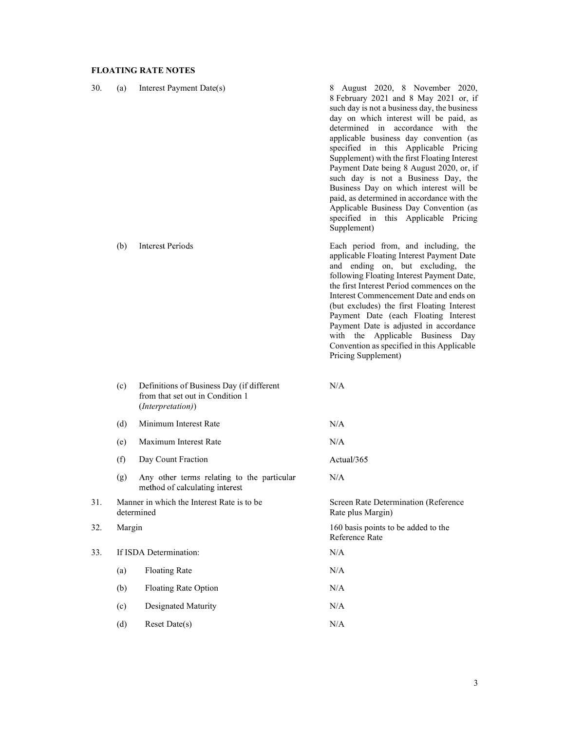**FLOATING RATE NOTES**

| | | | |
|---|---|---|---|
| 30. | (a) | Interest Payment Date(s) | 8 August 2020, 8 November 2020, 8 February 2021 and 8 May 2021 or, if such day is not a business day, the business day on which interest will be paid, as determined in accordance with the applicable business day convention (as specified in this Applicable Pricing Supplement) with the first Floating Interest Payment Date being 8 August 2020, or, if such day is not a Business Day, the Business Day on which interest will be paid, as determined in accordance with the Applicable Business Day Convention (as specified in this Applicable Pricing Supplement) |
| | (b) | Interest Periods | Each period from, and including, the applicable Floating Interest Payment Date and ending on, but excluding, the following Floating Interest Payment Date, the first Interest Period commences on the Interest Commencement Date and ends on (but excludes) the first Floating Interest Payment Date (each Floating Interest Payment Date is adjusted in accordance with the Applicable Business Day Convention as specified in this Applicable Pricing Supplement) |
| | (c) | Definitions of Business Day (if different from that set out in Condition 1 (*Interpretation*)) | N/A |
| | (d) | Minimum Interest Rate | N/A |
| | (e) | Maximum Interest Rate | N/A |
| | (f) | Day Count Fraction | Actual/365 |
| | (g) | Any other terms relating to the particular method of calculating interest | N/A |
| 31. | | Manner in which the Interest Rate is to be determined | Screen Rate Determination (Reference Rate plus Margin) |
| 32. | | Margin | 160 basis points to be added to the Reference Rate |
| 33. | | If ISDA Determination: | N/A |
| | (a) | Floating Rate | N/A |
| | (b) | Floating Rate Option | N/A |
| | (c) | Designated Maturity | N/A |
| | (d) | Reset Date(s) | N/A |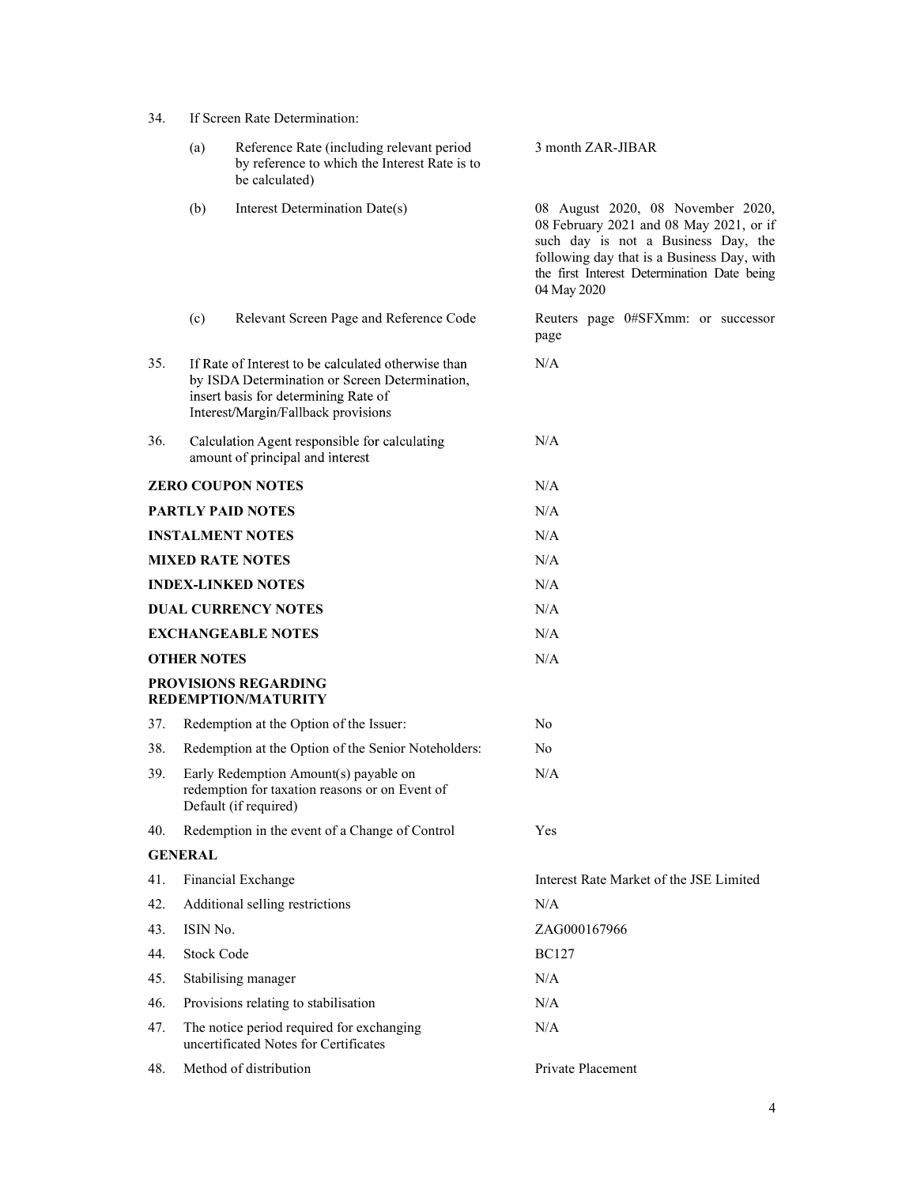| | | |
|---|---|---|
| 34. | If Screen Rate Determination: | |
| | (a) Reference Rate (including relevant period by reference to which the Interest Rate is to be calculated) | 3 month ZAR-JIBAR |
| | (b) Interest Determination Date(s) | 08 August 2020, 08 November 2020, 08 February 2021 and 08 May 2021, or if such day is not a Business Day, the following day that is a Business Day, with the first Interest Determination Date being 04 May 2020 |
| | (c) Relevant Screen Page and Reference Code | Reuters page 0#SFXmm: or successor page |
| 35. | If Rate of Interest to be calculated otherwise than by ISDA Determination or Screen Determination, insert basis for determining Rate of Interest/Margin/Fallback provisions | N/A |
| 36. | Calculation Agent responsible for calculating amount of principal and interest | N/A |

| | |
|---|---|
| **ZERO COUPON NOTES** | N/A |
| **PARTLY PAID NOTES** | N/A |
| **INSTALMENT NOTES** | N/A |
| **MIXED RATE NOTES** | N/A |
| **INDEX-LINKED NOTES** | N/A |
| **DUAL CURRENCY NOTES** | N/A |
| **EXCHANGEABLE NOTES** | N/A |
| **OTHER NOTES** | N/A |

**PROVISIONS REGARDING REDEMPTION/MATURITY**

| | | |
|---|---|---|
| 37. | Redemption at the Option of the Issuer: | No |
| 38. | Redemption at the Option of the Senior Noteholders: | No |
| 39. | Early Redemption Amount(s) payable on redemption for taxation reasons or on Event of Default (if required) | N/A |
| 40. | Redemption in the event of a Change of Control | Yes |

**GENERAL**

| | | |
|---|---|---|
| 41. | Financial Exchange | Interest Rate Market of the JSE Limited |
| 42. | Additional selling restrictions | N/A |
| 43. | ISIN No. | ZAG000167966 |
| 44. | Stock Code | BC127 |
| 45. | Stabilising manager | N/A |
| 46. | Provisions relating to stabilisation | N/A |
| 47. | The notice period required for exchanging uncertificated Notes for Certificates | N/A |
| 48. | Method of distribution | Private Placement |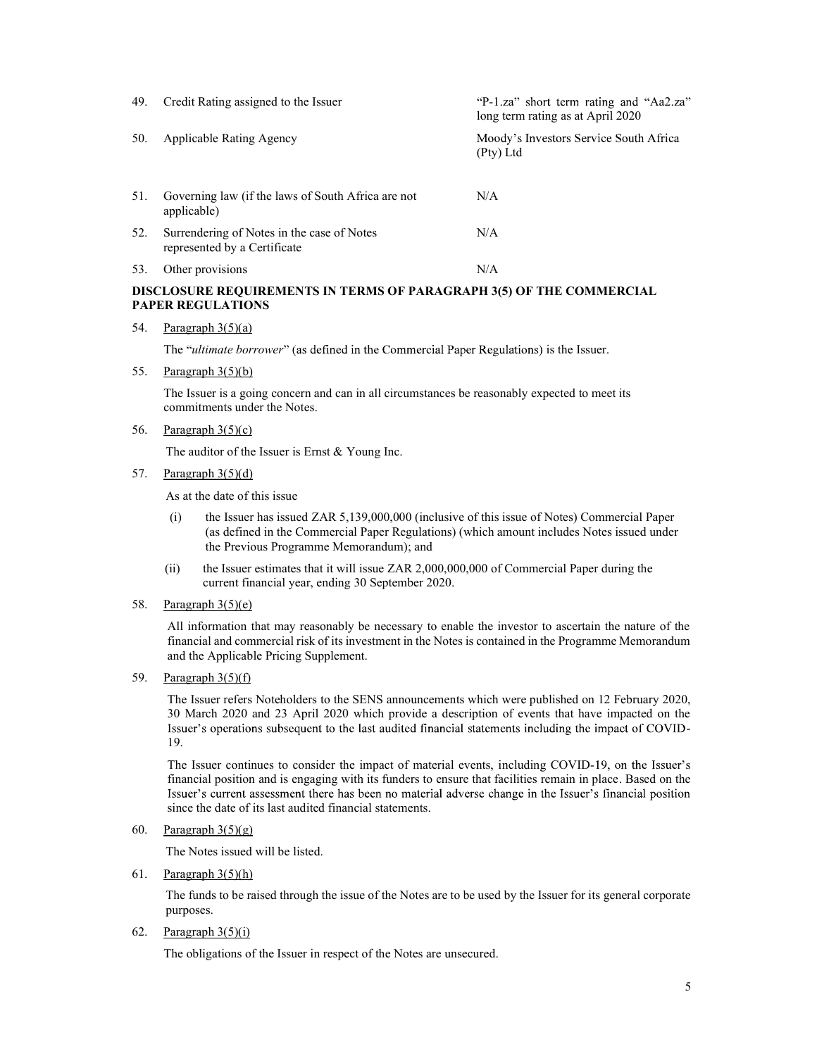| | | |
|---|---|---|
| 49. | Credit Rating assigned to the Issuer | "P-1.za" short term rating and "Aa2.za" long term rating as at April 2020 |
| 50. | Applicable Rating Agency | Moody's Investors Service South Africa (Pty) Ltd |
| 51. | Governing law (if the laws of South Africa are not applicable) | N/A |
| 52. | Surrendering of Notes in the case of Notes represented by a Certificate | N/A |
| 53. | Other provisions | N/A |

**DISCLOSURE REQUIREMENTS IN TERMS OF PARAGRAPH 3(5) OF THE COMMERCIAL PAPER REGULATIONS**

54. Paragraph 3(5)(a)

    The "*ultimate borrower*" (as defined in the Commercial Paper Regulations) is the Issuer.

55. Paragraph 3(5)(b)

    The Issuer is a going concern and can in all circumstances be reasonably expected to meet its commitments under the Notes.

56. Paragraph 3(5)(c)

    The auditor of the Issuer is Ernst & Young Inc.

57. Paragraph 3(5)(d)

    As at the date of this issue

    (i) the Issuer has issued ZAR 5,139,000,000 (inclusive of this issue of Notes) Commercial Paper (as defined in the Commercial Paper Regulations) (which amount includes Notes issued under the Previous Programme Memorandum); and

    (ii) the Issuer estimates that it will issue ZAR 2,000,000,000 of Commercial Paper during the current financial year, ending 30 September 2020.

58. Paragraph 3(5)(e)

    All information that may reasonably be necessary to enable the investor to ascertain the nature of the financial and commercial risk of its investment in the Notes is contained in the Programme Memorandum and the Applicable Pricing Supplement.

59. Paragraph 3(5)(f)

    The Issuer refers Noteholders to the SENS announcements which were published on 12 February 2020, 30 March 2020 and 23 April 2020 which provide a description of events that have impacted on the Issuer's operations subsequent to the last audited financial statements including the impact of COVID-19.

    The Issuer continues to consider the impact of material events, including COVID-19, on the Issuer's financial position and is engaging with its funders to ensure that facilities remain in place. Based on the Issuer's current assessment there has been no material adverse change in the Issuer's financial position since the date of its last audited financial statements.

60. Paragraph 3(5)(g)

    The Notes issued will be listed.

61. Paragraph 3(5)(h)

    The funds to be raised through the issue of the Notes are to be used by the Issuer for its general corporate purposes.

62. Paragraph 3(5)(i)

    The obligations of the Issuer in respect of the Notes are unsecured.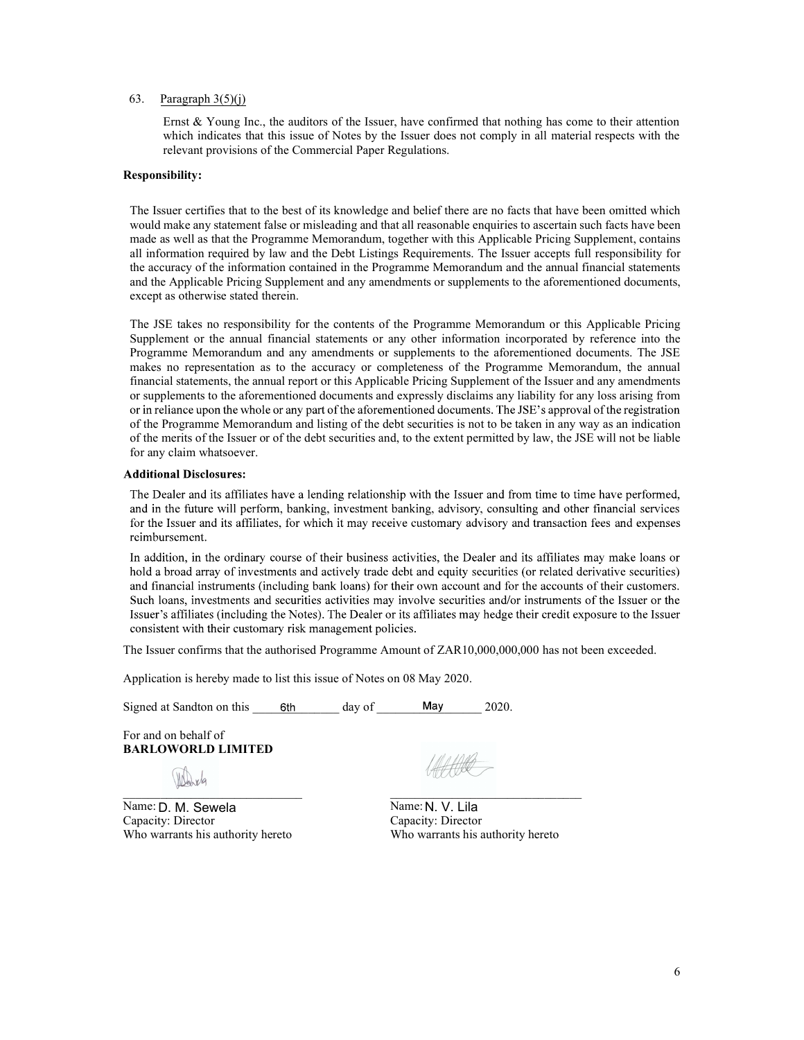63. Paragraph 3(5)(j)

Ernst & Young Inc., the auditors of the Issuer, have confirmed that nothing has come to their attention which indicates that this issue of Notes by the Issuer does not comply in all material respects with the relevant provisions of the Commercial Paper Regulations.

**Responsibility:**

The Issuer certifies that to the best of its knowledge and belief there are no facts that have been omitted which would make any statement false or misleading and that all reasonable enquiries to ascertain such facts have been made as well as that the Programme Memorandum, together with this Applicable Pricing Supplement, contains all information required by law and the Debt Listings Requirements. The Issuer accepts full responsibility for the accuracy of the information contained in the Programme Memorandum and the annual financial statements and the Applicable Pricing Supplement and any amendments or supplements to the aforementioned documents, except as otherwise stated therein.

The JSE takes no responsibility for the contents of the Programme Memorandum or this Applicable Pricing Supplement or the annual financial statements or any other information incorporated by reference into the Programme Memorandum and any amendments or supplements to the aforementioned documents. The JSE makes no representation as to the accuracy or completeness of the Programme Memorandum, the annual financial statements, the annual report or this Applicable Pricing Supplement of the Issuer and any amendments or supplements to the aforementioned documents and expressly disclaims any liability for any loss arising from or in reliance upon the whole or any part of the aforementioned documents. The JSE's approval of the registration of the Programme Memorandum and listing of the debt securities is not to be taken in any way as an indication of the merits of the Issuer or of the debt securities and, to the extent permitted by law, the JSE will not be liable for any claim whatsoever.

**Additional Disclosures:**

The Dealer and its affiliates have a lending relationship with the Issuer and from time to time have performed, and in the future will perform, banking, investment banking, advisory, consulting and other financial services for the Issuer and its affiliates, for which it may receive customary advisory and transaction fees and expenses reimbursement.

In addition, in the ordinary course of their business activities, the Dealer and its affiliates may make loans or hold a broad array of investments and actively trade debt and equity securities (or related derivative securities) and financial instruments (including bank loans) for their own account and for the accounts of their customers. Such loans, investments and securities activities may involve securities and/or instruments of the Issuer or the Issuer's affiliates (including the Notes). The Dealer or its affiliates may hedge their credit exposure to the Issuer consistent with their customary risk management policies.

The Issuer confirms that the authorised Programme Amount of ZAR10,000,000,000 has not been exceeded.

Application is hereby made to list this issue of Notes on 08 May 2020.

Signed at Sandton on this 6th day of May 2020.

For and on behalf of
**BARLOWORLD LIMITED**

| | |
|---|---|
| Name: D. M. Sewela | Name: N. V. Lila |
| Capacity: Director | Capacity: Director |
| Who warrants his authority hereto | Who warrants his authority hereto |